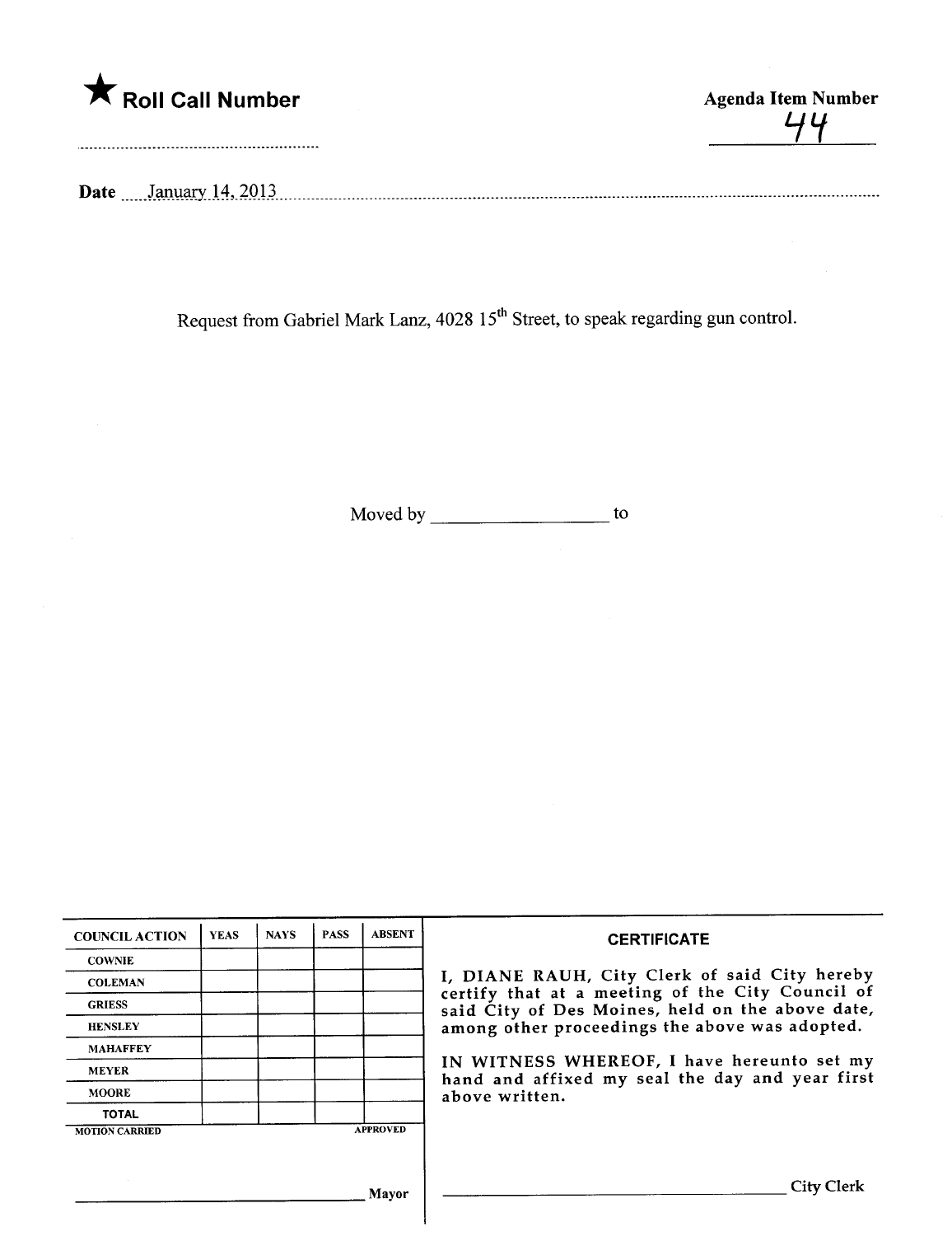★ **Roll Call Number**

**Agenda Item Number**
44

**Date** January 14, 2013

Request from Gabriel Mark Lanz, 4028 15th Street, to speak regarding gun control.

Moved by ____________________ to

| COUNCIL ACTION | YEAS | NAYS | PASS | ABSENT |
|---|---|---|---|---|
| COWNIE | | | | |
| COLEMAN | | | | |
| GRIESS | | | | |
| HENSLEY | | | | |
| MAHAFFEY | | | | |
| MEYER | | | | |
| MOORE | | | | |
| TOTAL | | | | |

MOTION CARRIED APPROVED

______________________________ Mayor

**CERTIFICATE**

I, DIANE RAUH, City Clerk of said City hereby certify that at a meeting of the City Council of said City of Des Moines, held on the above date, among other proceedings the above was adopted.

IN WITNESS WHEREOF, I have hereunto set my hand and affixed my seal the day and year first above written.

______________________________ City Clerk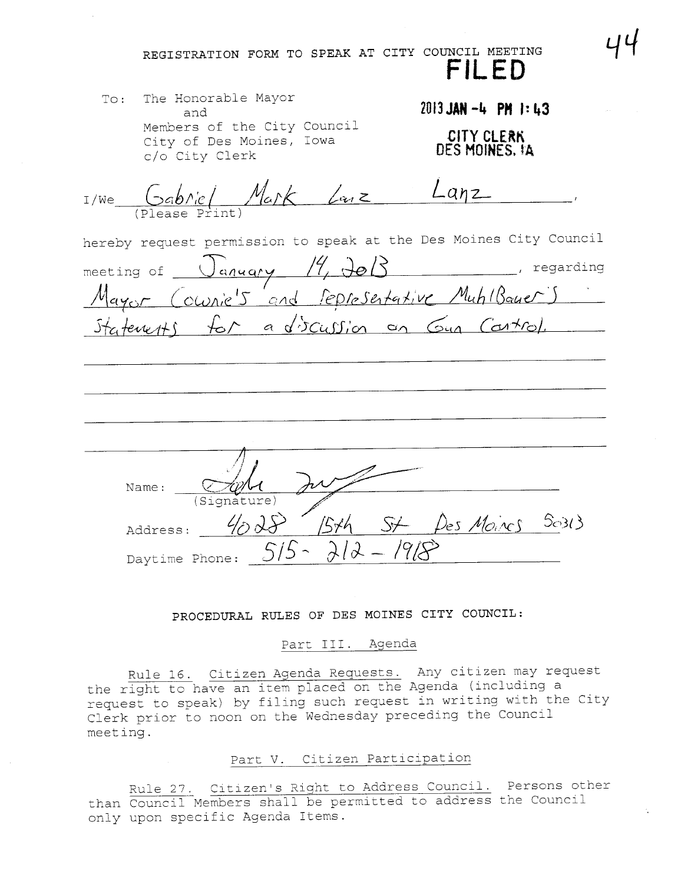REGISTRATION FORM TO SPEAK AT CITY COUNCIL MEETING

**FILED**

2013 JAN -4 PM 1:43

CITY CLERK
DES MOINES, IA

To: The Honorable Mayor
and
Members of the City Council
City of Des Moines, Iowa
c/o City Clerk

I/We Gabriel Mark Lanz Lanz,
(Please Print)

hereby request permission to speak at the Des Moines City Council meeting of January 14, 2013, regarding Mayor Cownie's and Representative Muhlbauer's Statements for a discussion on Gun Control.

Name: (Signature)

Address: 4028 15th St Des Moines 50313

Daytime Phone: 515-212-1918

## PROCEDURAL RULES OF DES MOINES CITY COUNCIL:

### Part III. Agenda

Rule 16. Citizen Agenda Requests. Any citizen may request the right to have an item placed on the Agenda (including a request to speak) by filing such request in writing with the City Clerk prior to noon on the Wednesday preceding the Council meeting.

### Part V. Citizen Participation

Rule 27. Citizen's Right to Address Council. Persons other than Council Members shall be permitted to address the Council only upon specific Agenda Items.